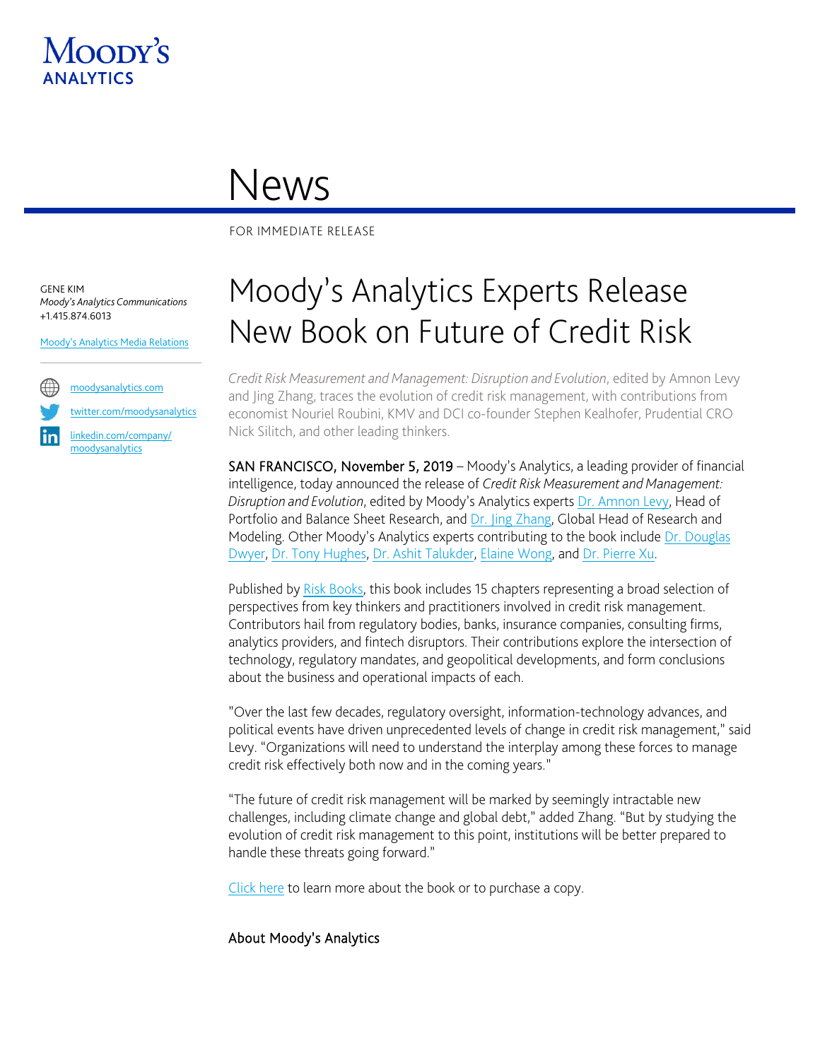Moody's Analytics

# News

FOR IMMEDIATE RELEASE

GENE KIM
*Moody's Analytics Communications*
+1.415.874.6013

Moody's Analytics Media Relations

moodysanalytics.com
twitter.com/moodysanalytics
linkedin.com/company/moodysanalytics

# Moody's Analytics Experts Release New Book on Future of Credit Risk

*Credit Risk Measurement and Management: Disruption and Evolution*, edited by Amnon Levy and Jing Zhang, traces the evolution of credit risk management, with contributions from economist Nouriel Roubini, KMV and DCI co-founder Stephen Kealhofer, Prudential CRO Nick Silitch, and other leading thinkers.

SAN FRANCISCO, November 5, 2019 – Moody's Analytics, a leading provider of financial intelligence, today announced the release of *Credit Risk Measurement and Management: Disruption and Evolution*, edited by Moody's Analytics experts Dr. Amnon Levy, Head of Portfolio and Balance Sheet Research, and Dr. Jing Zhang, Global Head of Research and Modeling. Other Moody's Analytics experts contributing to the book include Dr. Douglas Dwyer, Dr. Tony Hughes, Dr. Ashit Talukder, Elaine Wong, and Dr. Pierre Xu.

Published by Risk Books, this book includes 15 chapters representing a broad selection of perspectives from key thinkers and practitioners involved in credit risk management. Contributors hail from regulatory bodies, banks, insurance companies, consulting firms, analytics providers, and fintech disruptors. Their contributions explore the intersection of technology, regulatory mandates, and geopolitical developments, and form conclusions about the business and operational impacts of each.

"Over the last few decades, regulatory oversight, information-technology advances, and political events have driven unprecedented levels of change in credit risk management," said Levy. "Organizations will need to understand the interplay among these forces to manage credit risk effectively both now and in the coming years."

"The future of credit risk management will be marked by seemingly intractable new challenges, including climate change and global debt," added Zhang. "But by studying the evolution of credit risk management to this point, institutions will be better prepared to handle these threats going forward."

Click here to learn more about the book or to purchase a copy.

## About Moody's Analytics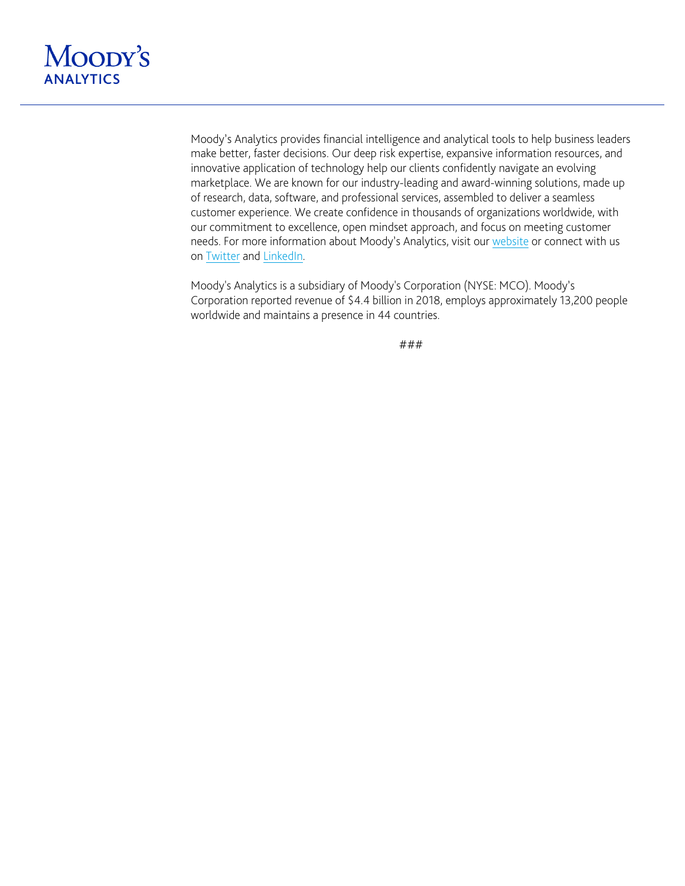Moody's Analytics provides financial intelligence and analytical tools to help business leaders make better, faster decisions. Our deep risk expertise, expansive information resources, and innovative application of technology help our clients confidently navigate an evolving marketplace. We are known for our industry-leading and award-winning solutions, made up of research, data, software, and professional services, assembled to deliver a seamless customer experience. We create confidence in thousands of organizations worldwide, with our commitment to excellence, open mindset approach, and focus on meeting customer needs. For more information about Moody's Analytics, visit our website or connect with us on Twitter and LinkedIn.

Moody's Analytics is a subsidiary of Moody's Corporation (NYSE: MCO). Moody's Corporation reported revenue of $4.4 billion in 2018, employs approximately 13,200 people worldwide and maintains a presence in 44 countries.

###